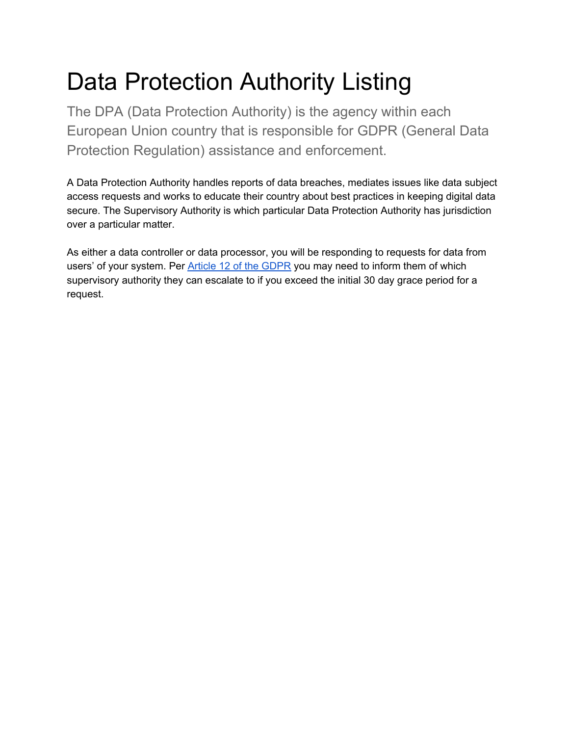# Data Protection Authority Listing

The DPA (Data Protection Authority) is the agency within each European Union country that is responsible for GDPR (General Data Protection Regulation) assistance and enforcement.

A Data Protection Authority handles reports of data breaches, mediates issues like data subject access requests and works to educate their country about best practices in keeping digital data secure. The Supervisory Authority is which particular Data Protection Authority has jurisdiction over a particular matter.

As either a data controller or data processor, you will be responding to requests for data from users' of your system. Per [Article 12 of the GDPR]() you may need to inform them of which supervisory authority they can escalate to if you exceed the initial 30 day grace period for a request.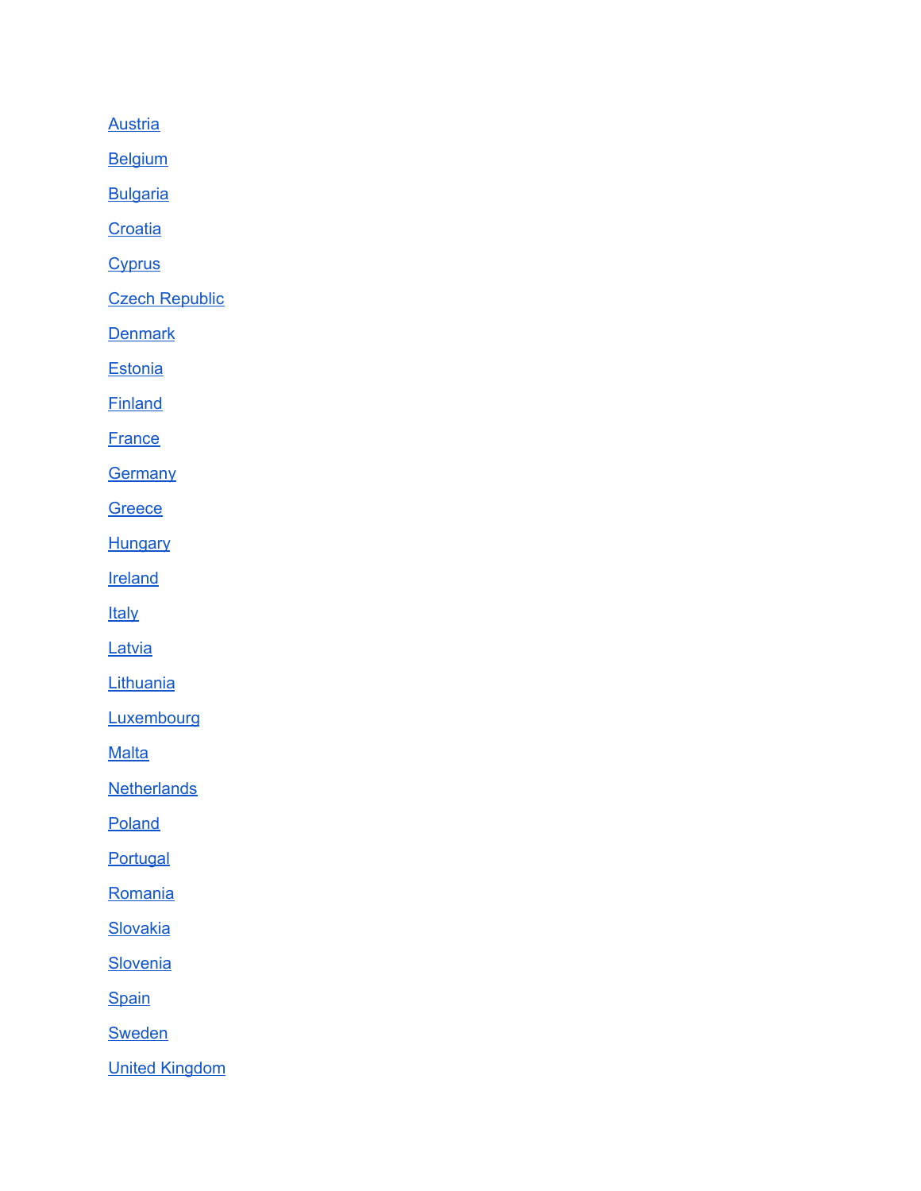Austria

Belgium

Bulgaria

Croatia

Cyprus

Czech Republic

Denmark

Estonia

Finland

France

Germany

Greece

Hungary

Ireland

Italy

Latvia

Lithuania

Luxembourg

Malta

Netherlands

Poland

Portugal

Romania

Slovakia

Slovenia

Spain

Sweden

United Kingdom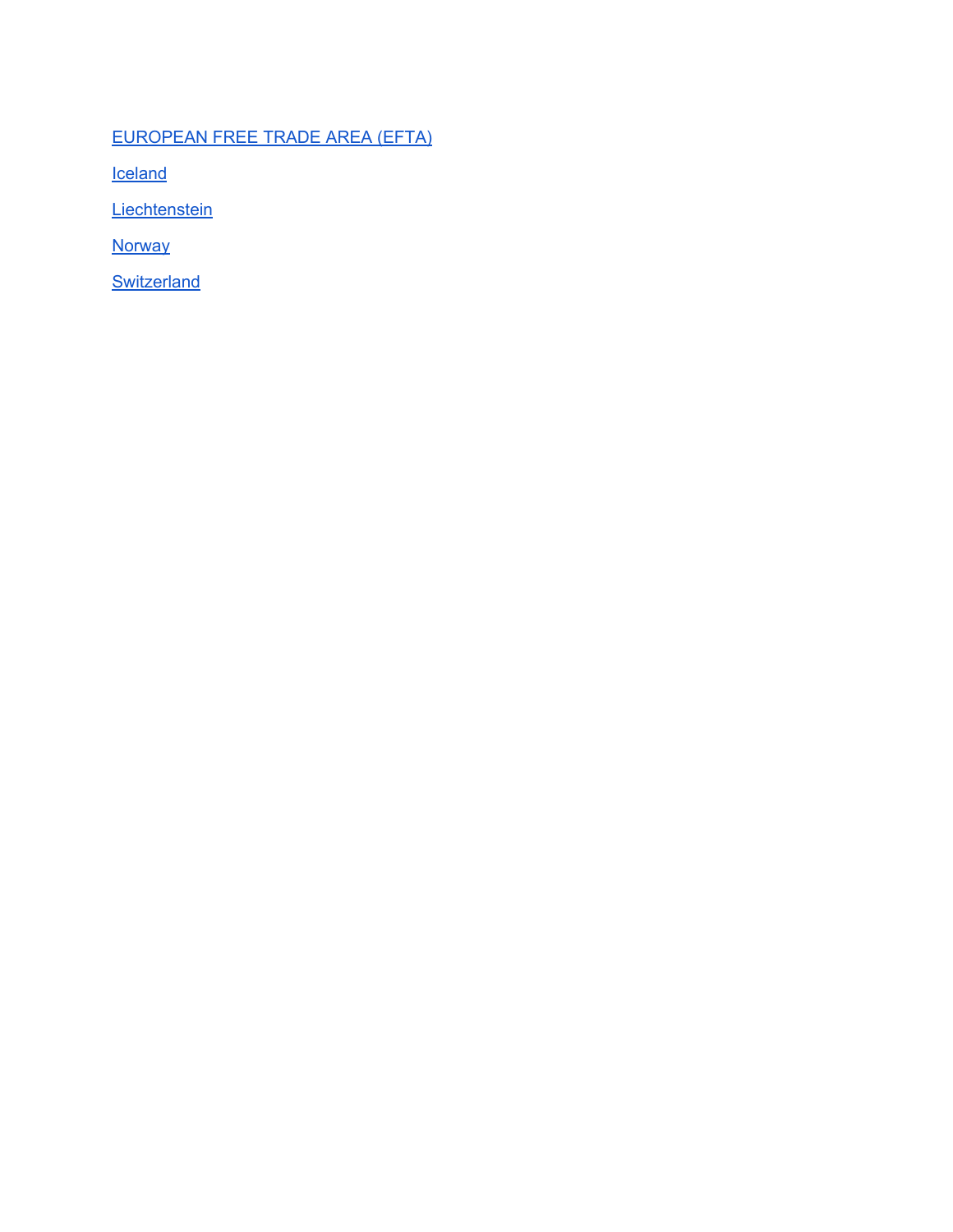EUROPEAN FREE TRADE AREA (EFTA)

Iceland

Liechtenstein

Norway

Switzerland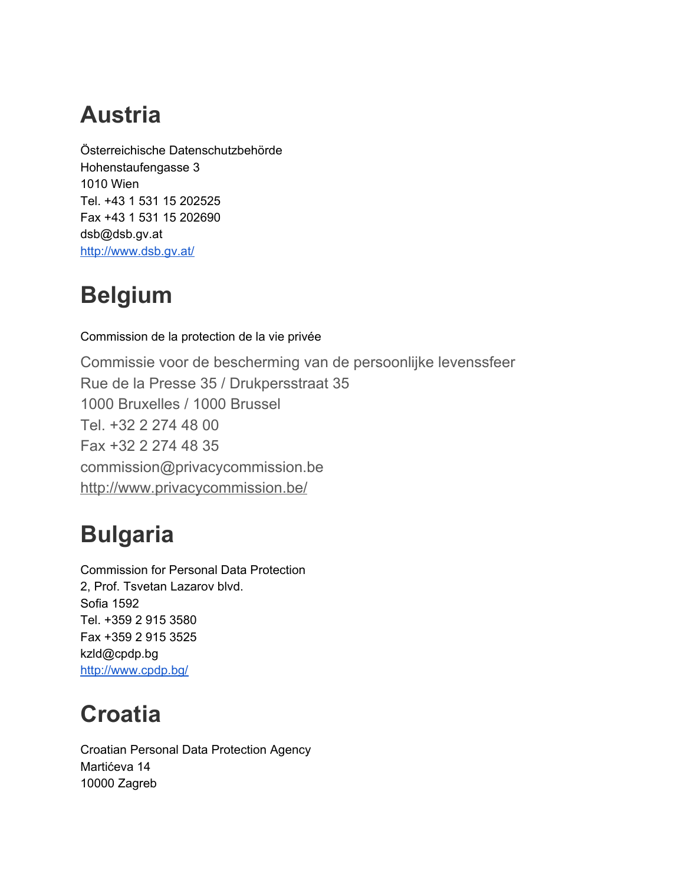# Austria

Österreichische Datenschutzbehörde
Hohenstaufengasse 3
1010 Wien
Tel. +43 1 531 15 202525
Fax +43 1 531 15 202690
dsb@dsb.gv.at
http://www.dsb.gv.at/

# Belgium

Commission de la protection de la vie privée

Commissie voor de bescherming van de persoonlijke levenssfeer
Rue de la Presse 35 / Drukpersstraat 35
1000 Bruxelles / 1000 Brussel
Tel. +32 2 274 48 00
Fax +32 2 274 48 35
commission@privacycommission.be
http://www.privacycommission.be/

# Bulgaria

Commission for Personal Data Protection
2, Prof. Tsvetan Lazarov blvd.
Sofia 1592
Tel. +359 2 915 3580
Fax +359 2 915 3525
kzld@cpdp.bg
http://www.cpdp.bg/

# Croatia

Croatian Personal Data Protection Agency
Martićeva 14
10000 Zagreb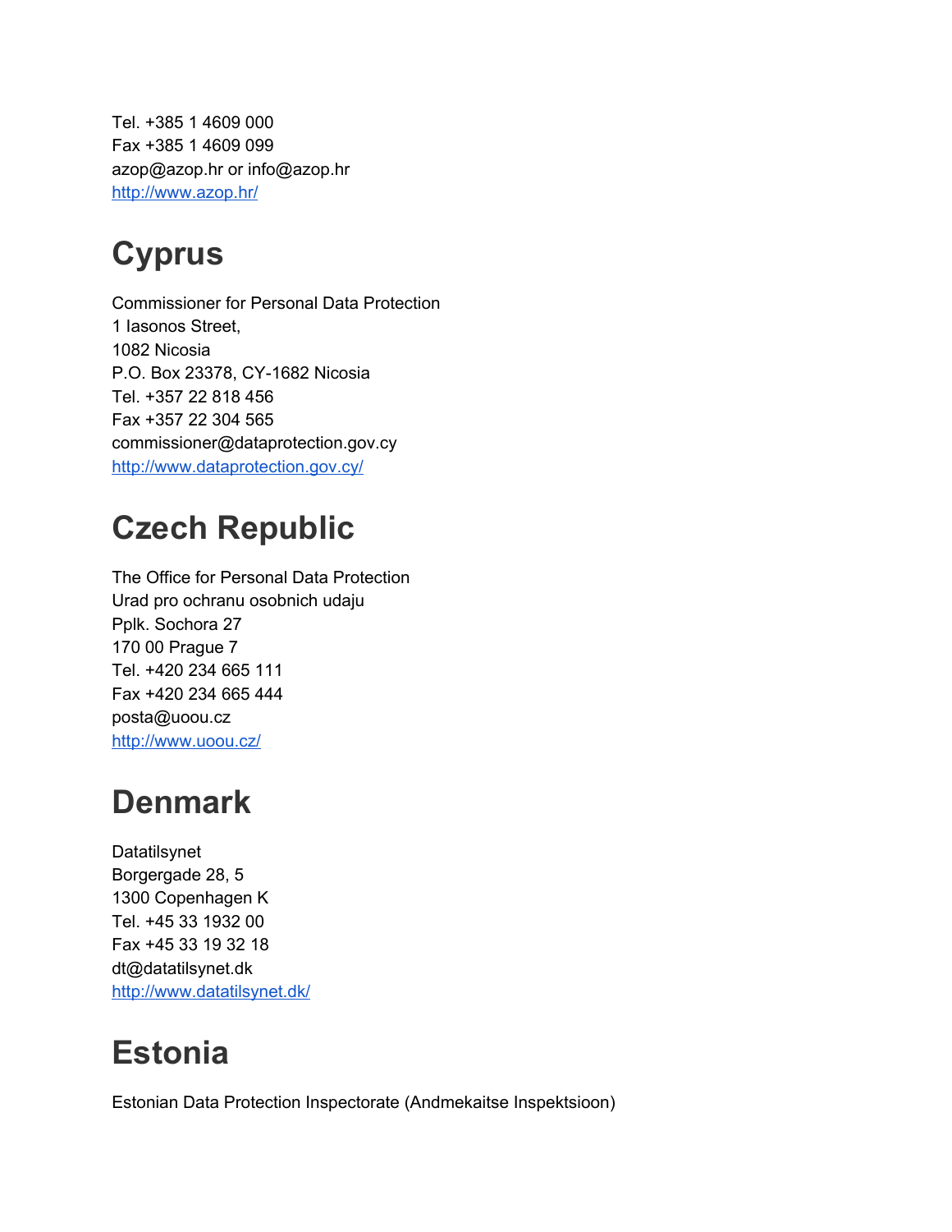Tel. +385 1 4609 000
Fax +385 1 4609 099
azop@azop.hr or info@azop.hr
http://www.azop.hr/

# Cyprus

Commissioner for Personal Data Protection
1 Iasonos Street,
1082 Nicosia
P.O. Box 23378, CY-1682 Nicosia
Tel. +357 22 818 456
Fax +357 22 304 565
commissioner@dataprotection.gov.cy
http://www.dataprotection.gov.cy/

# Czech Republic

The Office for Personal Data Protection
Urad pro ochranu osobnich udaju
Pplk. Sochora 27
170 00 Prague 7
Tel. +420 234 665 111
Fax +420 234 665 444
posta@uoou.cz
http://www.uoou.cz/

# Denmark

Datatilsynet
Borgergade 28, 5
1300 Copenhagen K
Tel. +45 33 1932 00
Fax +45 33 19 32 18
dt@datatilsynet.dk
http://www.datatilsynet.dk/

# Estonia

Estonian Data Protection Inspectorate (Andmekaitse Inspektsioon)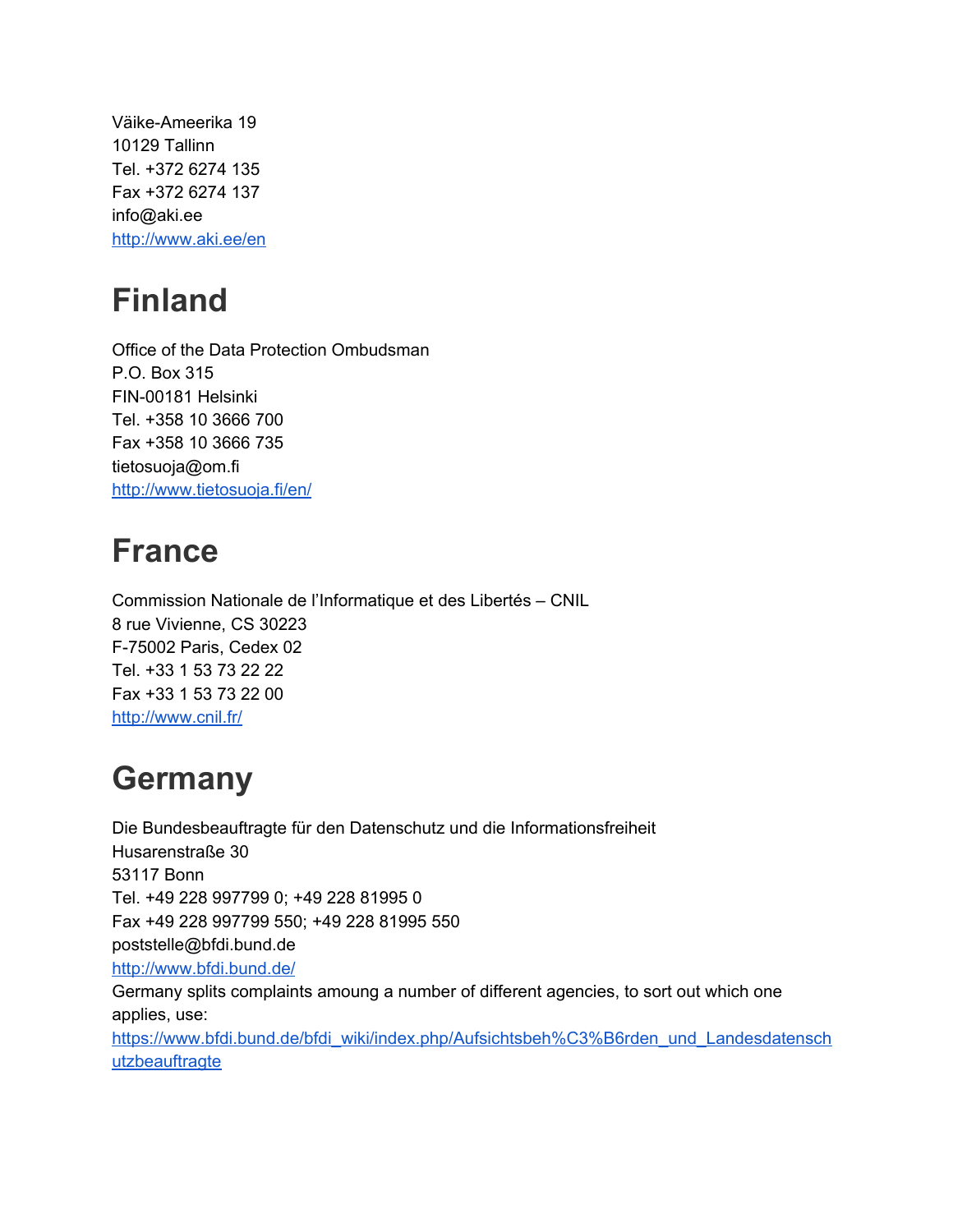Väike-Ameerika 19
10129 Tallinn
Tel. +372 6274 135
Fax +372 6274 137
info@aki.ee
http://www.aki.ee/en

# Finland

Office of the Data Protection Ombudsman
P.O. Box 315
FIN-00181 Helsinki
Tel. +358 10 3666 700
Fax +358 10 3666 735
tietosuoja@om.fi
http://www.tietosuoja.fi/en/

# France

Commission Nationale de l'Informatique et des Libertés – CNIL
8 rue Vivienne, CS 30223
F-75002 Paris, Cedex 02
Tel. +33 1 53 73 22 22
Fax +33 1 53 73 22 00
http://www.cnil.fr/

# Germany

Die Bundesbeauftragte für den Datenschutz und die Informationsfreiheit
Husarenstraße 30
53117 Bonn
Tel. +49 228 997799 0; +49 228 81995 0
Fax +49 228 997799 550; +49 228 81995 550
poststelle@bfdi.bund.de
http://www.bfdi.bund.de/
Germany splits complaints amoung a number of different agencies, to sort out which one applies, use:
https://www.bfdi.bund.de/bfdi_wiki/index.php/Aufsichtsbeh%C3%B6rden_und_Landesdatenschutzbeauftragte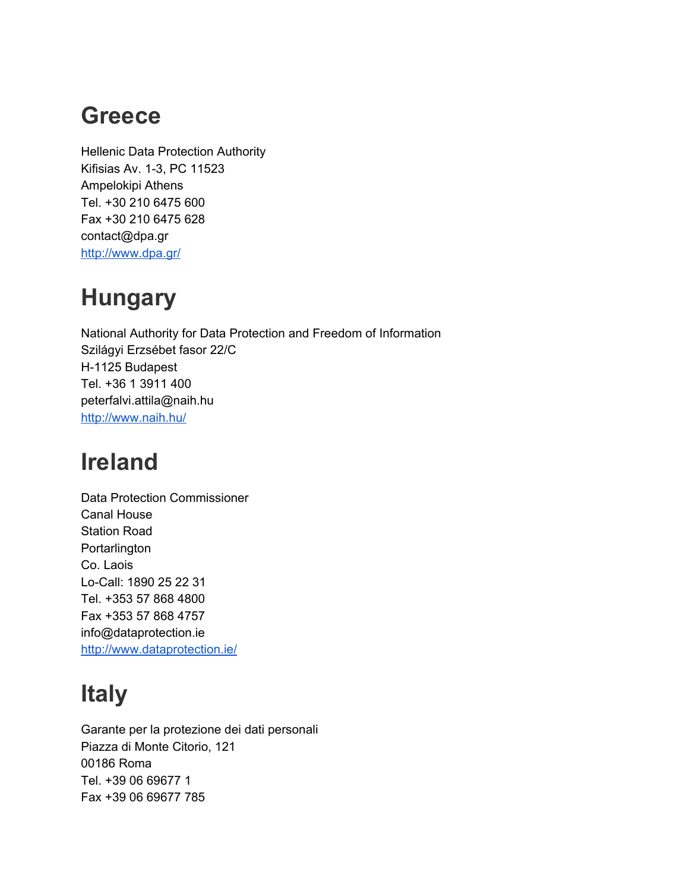# Greece

Hellenic Data Protection Authority
Kifisias Av. 1-3, PC 11523
Ampelokipi Athens
Tel. +30 210 6475 600
Fax +30 210 6475 628
contact@dpa.gr
http://www.dpa.gr/

# Hungary

National Authority for Data Protection and Freedom of Information
Szilágyi Erzsébet fasor 22/C
H-1125 Budapest
Tel. +36 1 3911 400
peterfalvi.attila@naih.hu
http://www.naih.hu/

# Ireland

Data Protection Commissioner
Canal House
Station Road
Portarlington
Co. Laois
Lo-Call: 1890 25 22 31
Tel. +353 57 868 4800
Fax +353 57 868 4757
info@dataprotection.ie
http://www.dataprotection.ie/

# Italy

Garante per la protezione dei dati personali
Piazza di Monte Citorio, 121
00186 Roma
Tel. +39 06 69677 1
Fax +39 06 69677 785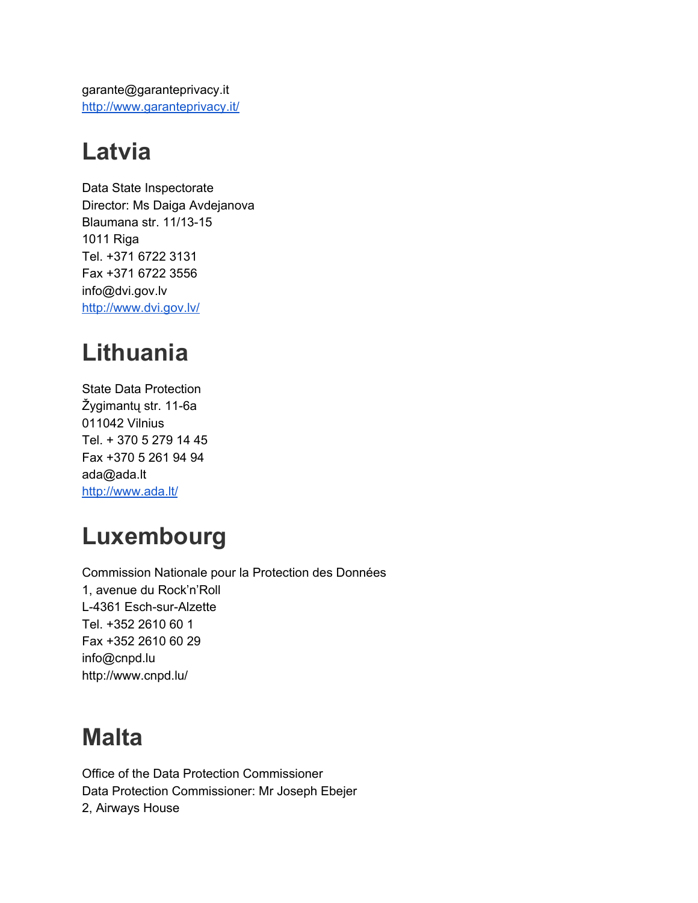garante@garanteprivacy.it
http://www.garanteprivacy.it/

# Latvia

Data State Inspectorate
Director: Ms Daiga Avdejanova
Blaumana str. 11/13-15
1011 Riga
Tel. +371 6722 3131
Fax +371 6722 3556
info@dvi.gov.lv
http://www.dvi.gov.lv/

# Lithuania

State Data Protection
Žygimantų str. 11-6a
011042 Vilnius
Tel. + 370 5 279 14 45
Fax +370 5 261 94 94
ada@ada.lt
http://www.ada.lt/

# Luxembourg

Commission Nationale pour la Protection des Données
1, avenue du Rock'n'Roll
L-4361 Esch-sur-Alzette
Tel. +352 2610 60 1
Fax +352 2610 60 29
info@cnpd.lu
http://www.cnpd.lu/

# Malta

Office of the Data Protection Commissioner
Data Protection Commissioner: Mr Joseph Ebejer
2, Airways House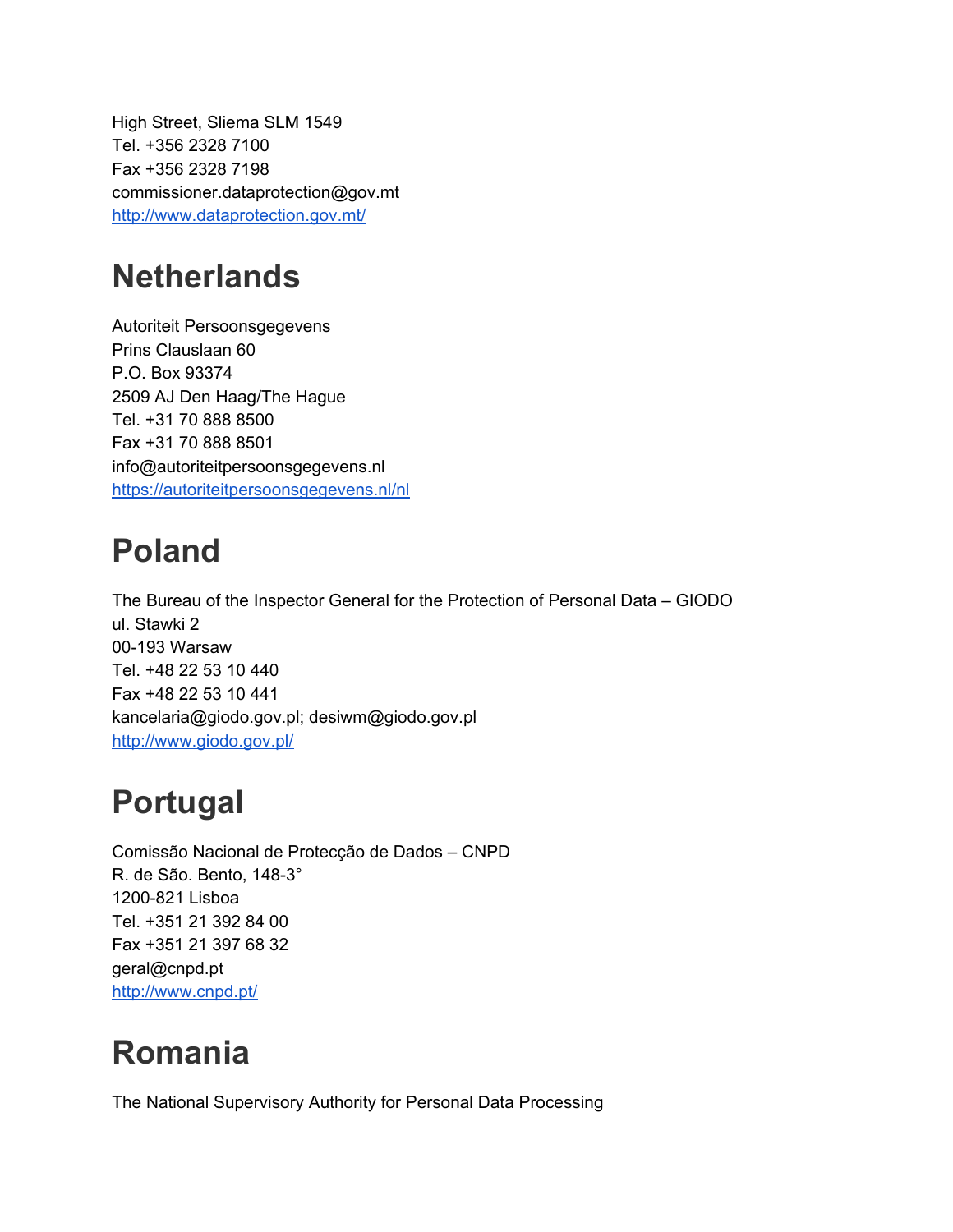High Street, Sliema SLM 1549
Tel. +356 2328 7100
Fax +356 2328 7198
commissioner.dataprotection@gov.mt
[http://www.dataprotection.gov.mt/](http://www.dataprotection.gov.mt/)

# Netherlands

Autoriteit Persoonsgegevens
Prins Clauslaan 60
P.O. Box 93374
2509 AJ Den Haag/The Hague
Tel. +31 70 888 8500
Fax +31 70 888 8501
info@autoriteitpersoonsgegevens.nl
[https://autoriteitpersoonsgegevens.nl/nl](https://autoriteitpersoonsgegevens.nl/nl)

# Poland

The Bureau of the Inspector General for the Protection of Personal Data – GIODO
ul. Stawki 2
00-193 Warsaw
Tel. +48 22 53 10 440
Fax +48 22 53 10 441
kancelaria@giodo.gov.pl; desiwm@giodo.gov.pl
[http://www.giodo.gov.pl/](http://www.giodo.gov.pl/)

# Portugal

Comissão Nacional de Protecção de Dados – CNPD
R. de São. Bento, 148-3°
1200-821 Lisboa
Tel. +351 21 392 84 00
Fax +351 21 397 68 32
geral@cnpd.pt
[http://www.cnpd.pt/](http://www.cnpd.pt/)

# Romania

The National Supervisory Authority for Personal Data Processing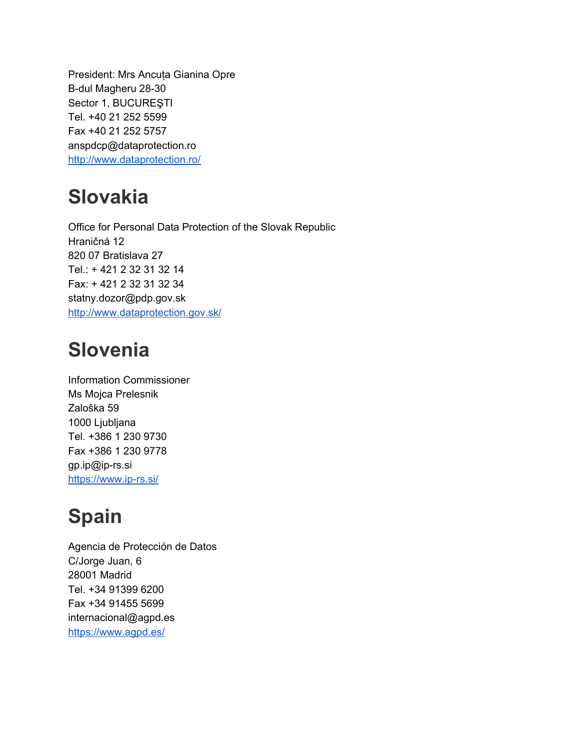President: Mrs Ancuța Gianina Opre
B-dul Magheru 28-30
Sector 1, BUCUREŞTI
Tel. +40 21 252 5599
Fax +40 21 252 5757
anspdcp@dataprotection.ro
http://www.dataprotection.ro/

# Slovakia

Office for Personal Data Protection of the Slovak Republic
Hraničná 12
820 07 Bratislava 27
Tel.: + 421 2 32 31 32 14
Fax: + 421 2 32 31 32 34
statny.dozor@pdp.gov.sk
http://www.dataprotection.gov.sk/

# Slovenia

Information Commissioner
Ms Mojca Prelesnik
Zaloška 59
1000 Ljubljana
Tel. +386 1 230 9730
Fax +386 1 230 9778
gp.ip@ip-rs.si
https://www.ip-rs.si/

# Spain

Agencia de Protección de Datos
C/Jorge Juan, 6
28001 Madrid
Tel. +34 91399 6200
Fax +34 91455 5699
internacional@agpd.es
https://www.agpd.es/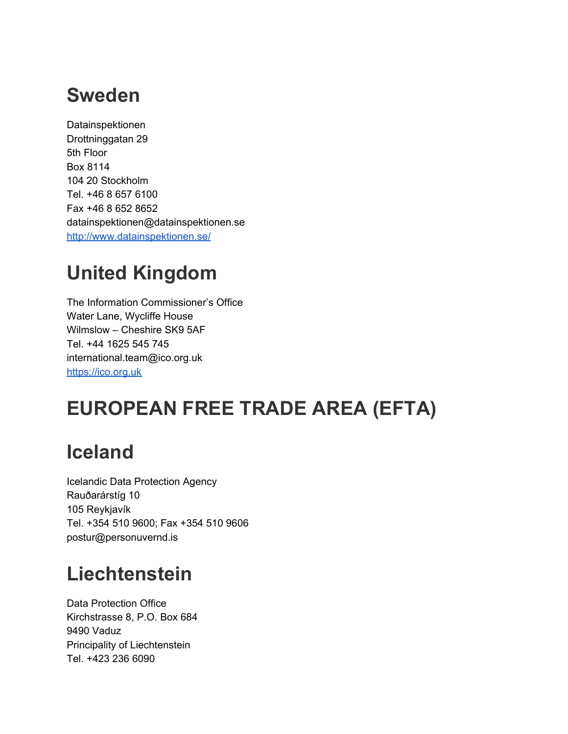## Sweden

Datainspektionen
Drottninggatan 29
5th Floor
Box 8114
104 20 Stockholm
Tel. +46 8 657 6100
Fax +46 8 652 8652
datainspektionen@datainspektionen.se
http://www.datainspektionen.se/

## United Kingdom

The Information Commissioner's Office
Water Lane, Wycliffe House
Wilmslow – Cheshire SK9 5AF
Tel. +44 1625 545 745
international.team@ico.org.uk
https://ico.org.uk

# EUROPEAN FREE TRADE AREA (EFTA)

## Iceland

Icelandic Data Protection Agency
Rauðarárstíg 10
105 Reykjavík
Tel. +354 510 9600; Fax +354 510 9606
postur@personuvernd.is

## Liechtenstein

Data Protection Office
Kirchstrasse 8, P.O. Box 684
9490 Vaduz
Principality of Liechtenstein
Tel. +423 236 6090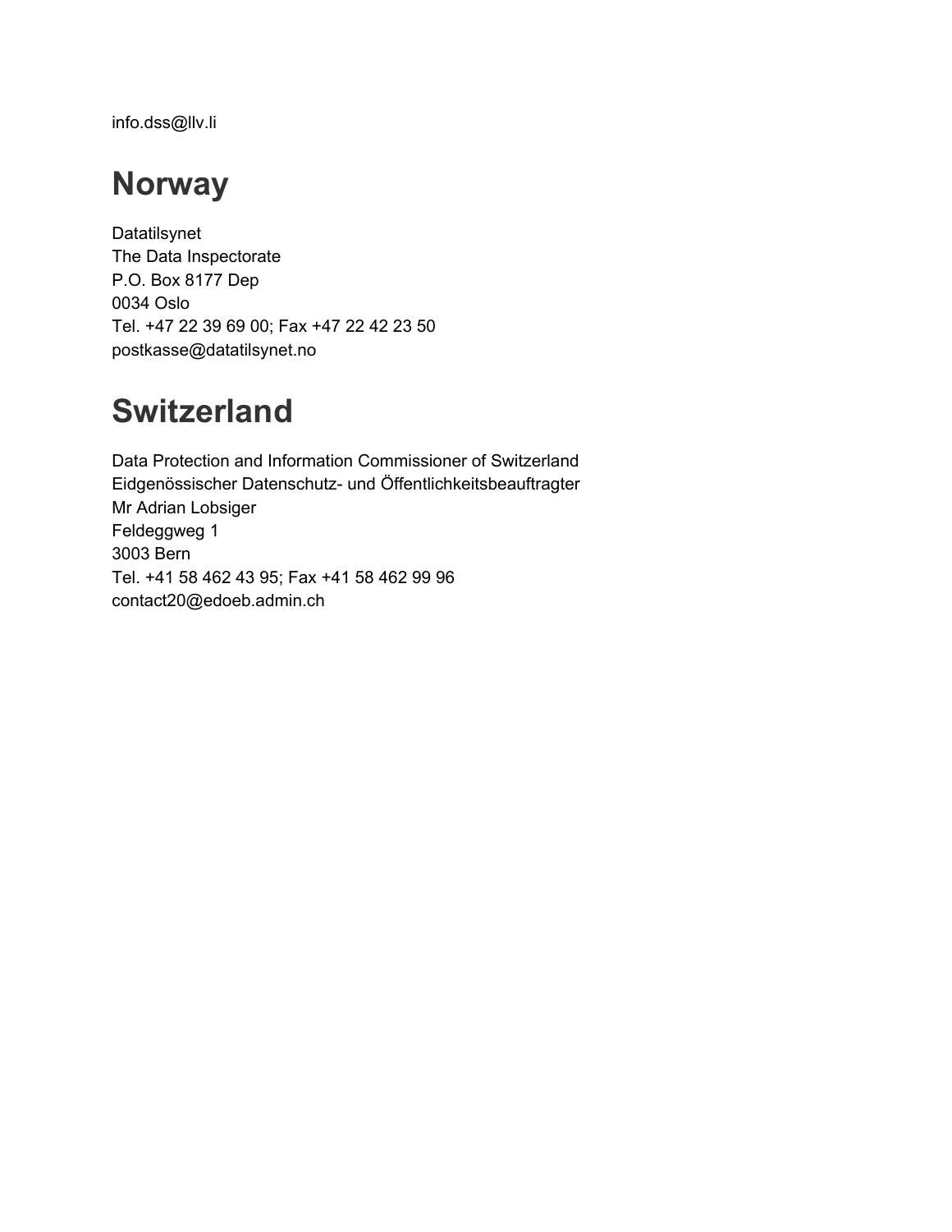info.dss@llv.li

# Norway

Datatilsynet
The Data Inspectorate
P.O. Box 8177 Dep
0034 Oslo
Tel. +47 22 39 69 00; Fax +47 22 42 23 50
postkasse@datatilsynet.no

# Switzerland

Data Protection and Information Commissioner of Switzerland
Eidgenössischer Datenschutz- und Öffentlichkeitsbeauftragter
Mr Adrian Lobsiger
Feldeggweg 1
3003 Bern
Tel. +41 58 462 43 95; Fax +41 58 462 99 96
contact20@edoeb.admin.ch